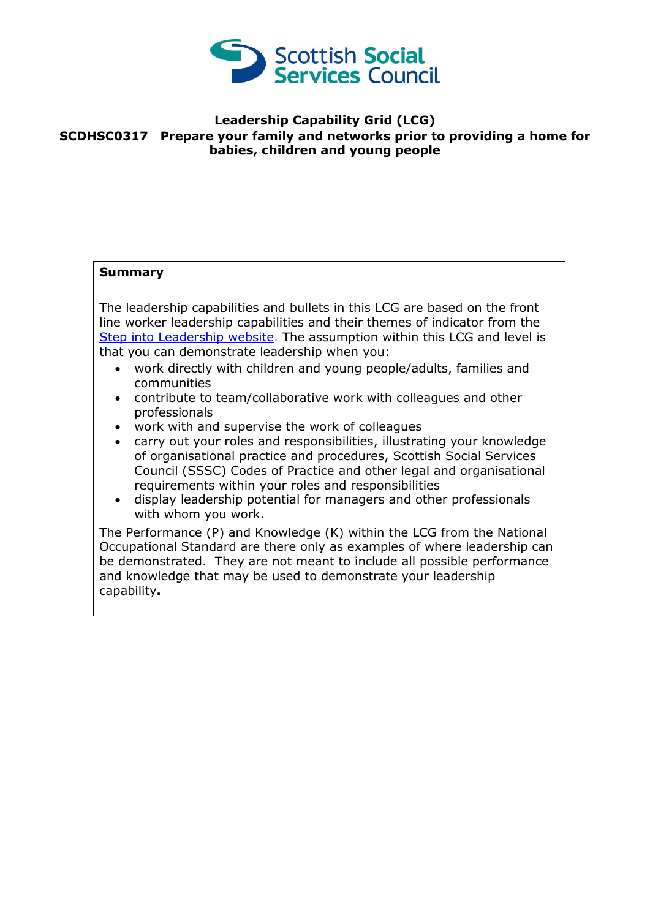Scottish Social Services Council

# Leadership Capability Grid (LCG)

## SCDHSC0317 Prepare your family and networks prior to providing a home for babies, children and young people

| **Summary** |
| --- |
| The leadership capabilities and bullets in this LCG are based on the front line worker leadership capabilities and their themes of indicator from the [Step into Leadership website](). The assumption within this LCG and level is that you can demonstrate leadership when you:<br>• work directly with children and young people/adults, families and communities<br>• contribute to team/collaborative work with colleagues and other professionals<br>• work with and supervise the work of colleagues<br>• carry out your roles and responsibilities, illustrating your knowledge of organisational practice and procedures, Scottish Social Services Council (SSSC) Codes of Practice and other legal and organisational requirements within your roles and responsibilities<br>• display leadership potential for managers and other professionals with whom you work.<br>The Performance (P) and Knowledge (K) within the LCG from the National Occupational Standard are there only as examples of where leadership can be demonstrated. They are not meant to include all possible performance and knowledge that may be used to demonstrate your leadership capability**.** |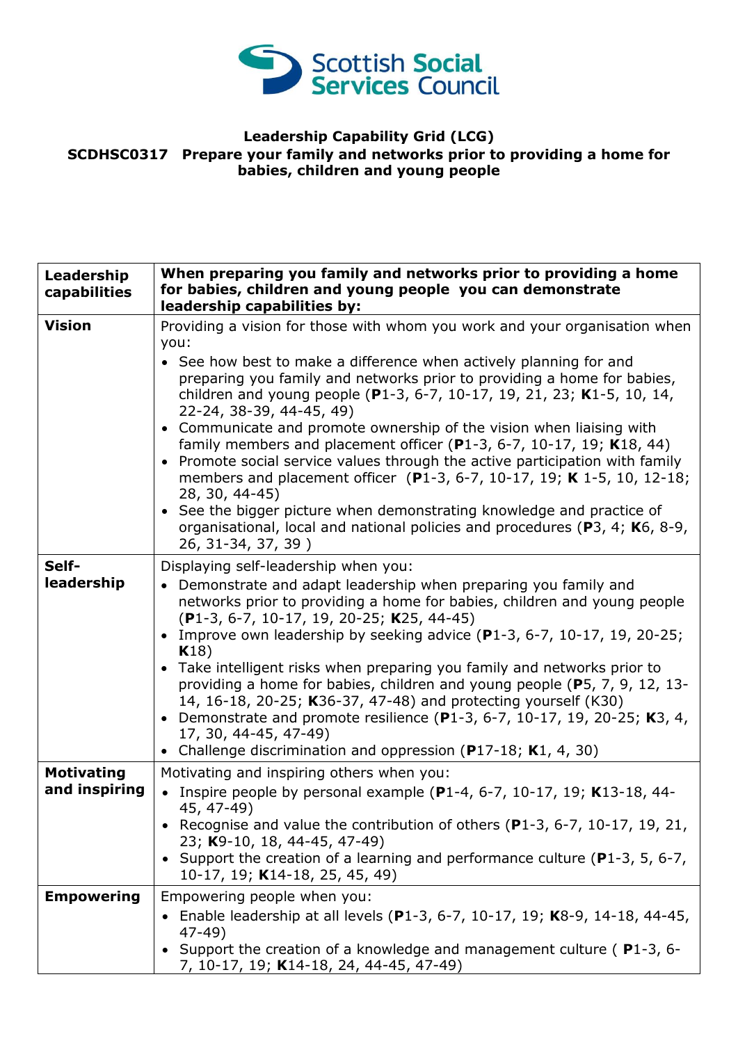**Leadership Capability Grid (LCG)**
**SCDHSC0317 Prepare your family and networks prior to providing a home for babies, children and young people**

| Leadership capabilities | When preparing you family and networks prior to providing a home for babies, children and young people you can demonstrate leadership capabilities by: |
|---|---|
| **Vision** | Providing a vision for those with whom you work and your organisation when you:<br>• See how best to make a difference when actively planning for and preparing you family and networks prior to providing a home for babies, children and young people (**P**1-3, 6-7, 10-17, 19, 21, 23; **K**1-5, 10, 14, 22-24, 38-39, 44-45, 49)<br>• Communicate and promote ownership of the vision when liaising with family members and placement officer (**P**1-3, 6-7, 10-17, 19; **K**18, 44)<br>• Promote social service values through the active participation with family members and placement officer (**P**1-3, 6-7, 10-17, 19; **K** 1-5, 10, 12-18; 28, 30, 44-45)<br>• See the bigger picture when demonstrating knowledge and practice of organisational, local and national policies and procedures (**P**3, 4; **K**6, 8-9, 26, 31-34, 37, 39 ) |
| **Self-leadership** | Displaying self-leadership when you:<br>• Demonstrate and adapt leadership when preparing you family and networks prior to providing a home for babies, children and young people (**P**1-3, 6-7, 10-17, 19, 20-25; **K**25, 44-45)<br>• Improve own leadership by seeking advice (**P**1-3, 6-7, 10-17, 19, 20-25; **K**18)<br>• Take intelligent risks when preparing you family and networks prior to providing a home for babies, children and young people (**P**5, 7, 9, 12, 13-14, 16-18, 20-25; **K**36-37, 47-48) and protecting yourself (K30)<br>• Demonstrate and promote resilience (**P**1-3, 6-7, 10-17, 19, 20-25; **K**3, 4, 17, 30, 44-45, 47-49)<br>• Challenge discrimination and oppression (**P**17-18; **K**1, 4, 30) |
| **Motivating and inspiring** | Motivating and inspiring others when you:<br>• Inspire people by personal example (**P**1-4, 6-7, 10-17, 19; **K**13-18, 44-45, 47-49)<br>• Recognise and value the contribution of others (**P**1-3, 6-7, 10-17, 19, 21, 23; **K**9-10, 18, 44-45, 47-49)<br>• Support the creation of a learning and performance culture (**P**1-3, 5, 6-7, 10-17, 19; **K**14-18, 25, 45, 49) |
| **Empowering** | Empowering people when you:<br>• Enable leadership at all levels (**P**1-3, 6-7, 10-17, 19; **K**8-9, 14-18, 44-45, 47-49)<br>• Support the creation of a knowledge and management culture ( **P**1-3, 6-7, 10-17, 19; **K**14-18, 24, 44-45, 47-49) |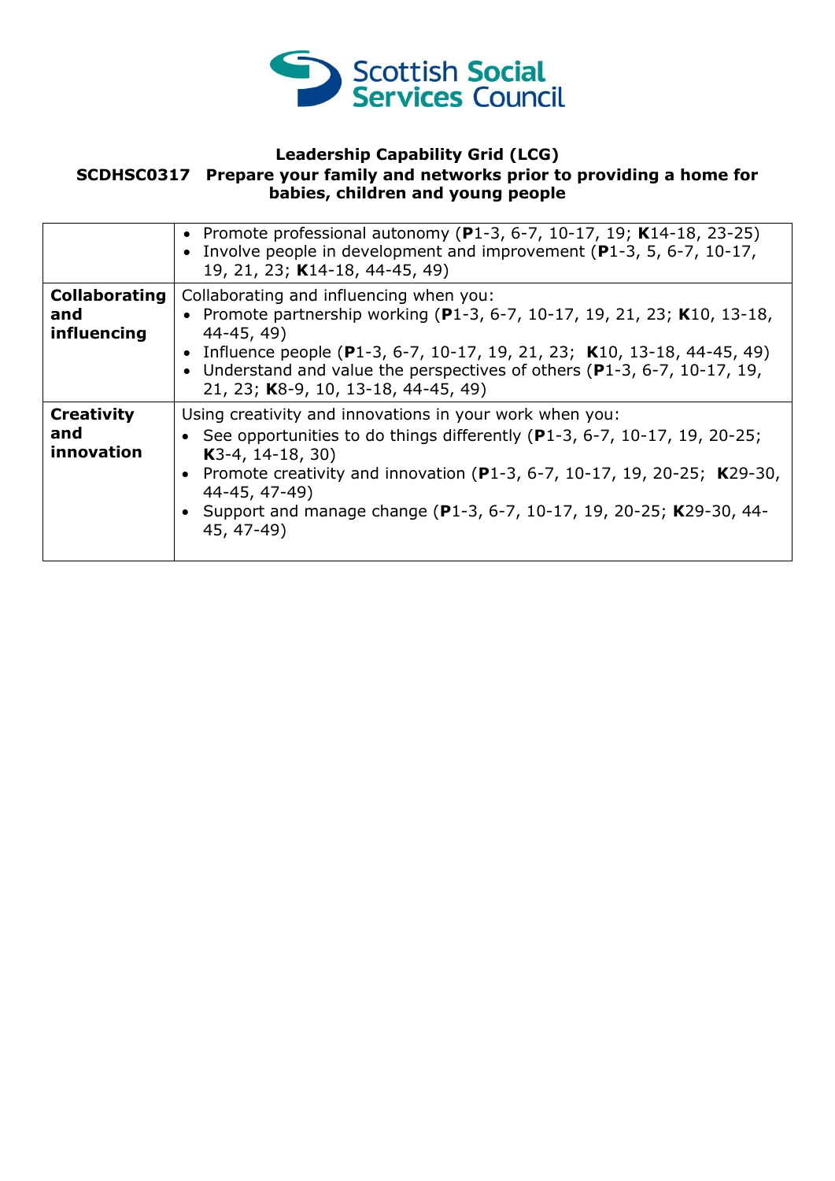**Leadership Capability Grid (LCG)**
**SCDHSC0317 Prepare your family and networks prior to providing a home for babies, children and young people**

| | |
|---|---|
| | • Promote professional autonomy (**P**1-3, 6-7, 10-17, 19; **K**14-18, 23-25)<br>• Involve people in development and improvement (**P**1-3, 5, 6-7, 10-17, 19, 21, 23; **K**14-18, 44-45, 49) |
| **Collaborating and influencing** | Collaborating and influencing when you:<br>• Promote partnership working (**P**1-3, 6-7, 10-17, 19, 21, 23; **K**10, 13-18, 44-45, 49)<br>• Influence people (**P**1-3, 6-7, 10-17, 19, 21, 23; **K**10, 13-18, 44-45, 49)<br>• Understand and value the perspectives of others (**P**1-3, 6-7, 10-17, 19, 21, 23; **K**8-9, 10, 13-18, 44-45, 49) |
| **Creativity and innovation** | Using creativity and innovations in your work when you:<br>• See opportunities to do things differently (**P**1-3, 6-7, 10-17, 19, 20-25; **K**3-4, 14-18, 30)<br>• Promote creativity and innovation (**P**1-3, 6-7, 10-17, 19, 20-25; **K**29-30, 44-45, 47-49)<br>• Support and manage change (**P**1-3, 6-7, 10-17, 19, 20-25; **K**29-30, 44-45, 47-49) |